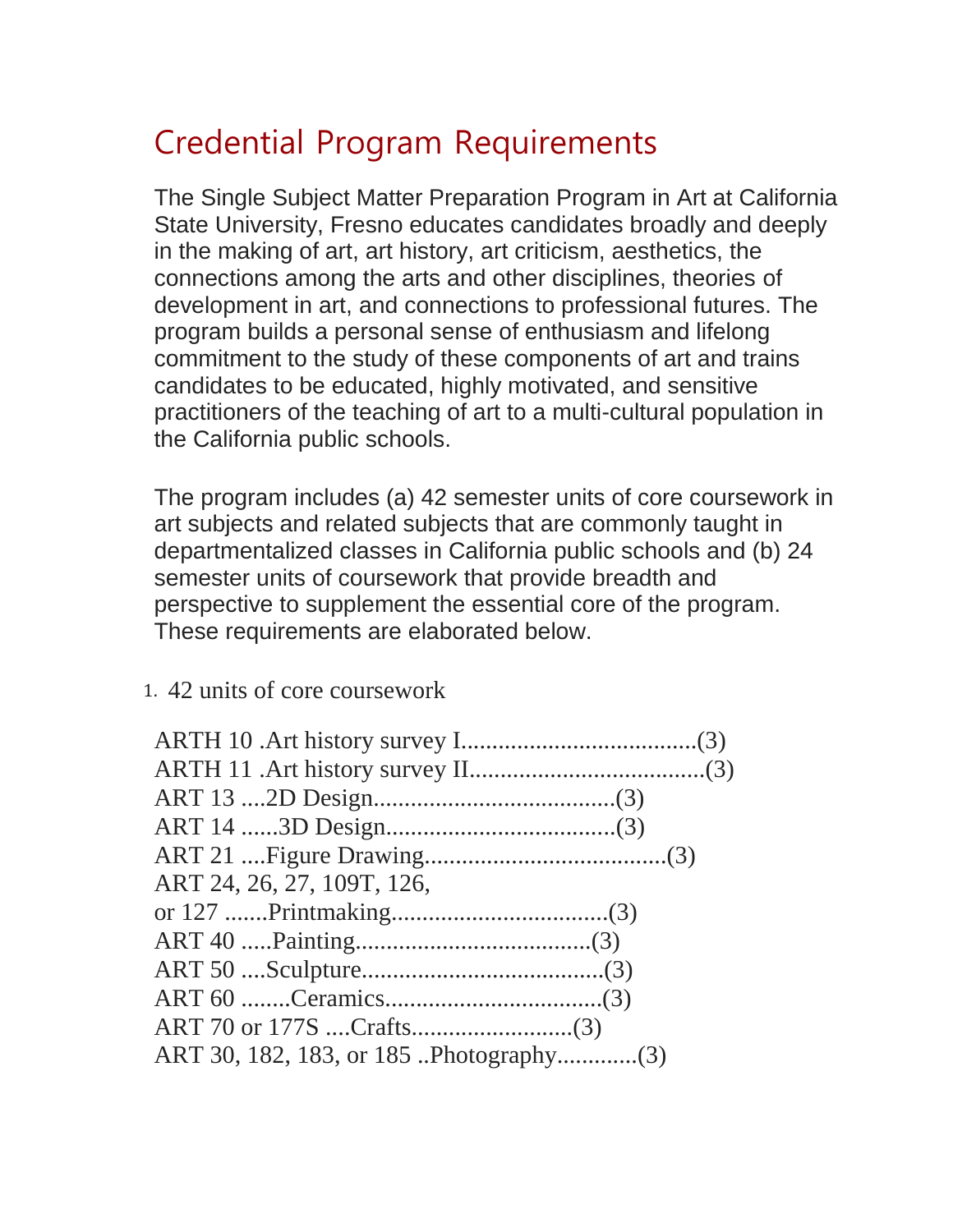# Credential Program Requirements

The Single Subject Matter Preparation Program in Art at California State University, Fresno educates candidates broadly and deeply in the making of art, art history, art criticism, aesthetics, the connections among the arts and other disciplines, theories of development in art, and connections to professional futures. The program builds a personal sense of enthusiasm and lifelong commitment to the study of these components of art and trains candidates to be educated, highly motivated, and sensitive practitioners of the teaching of art to a multi-cultural population in the California public schools.

The program includes (a) 42 semester units of core coursework in art subjects and related subjects that are commonly taught in departmentalized classes in California public schools and (b) 24 semester units of coursework that provide breadth and perspective to supplement the essential core of the program. These requirements are elaborated below.

1. 42 units of core coursework

ARTH 10 .Art history survey I.....................................(3)
ARTH 11 .Art history survey II.....................................(3)
ART 13 ....2D Design.......................................(3)
ART 14 ......3D Design.....................................(3)
ART 21 ....Figure Drawing.......................................(3)
ART 24, 26, 27, 109T, 126,
or 127 .......Printmaking...................................(3)
ART 40 .....Painting......................................(3)
ART 50 ....Sculpture.......................................(3)
ART 60 ........Ceramics...................................(3)
ART 70 or 177S ....Crafts..........................(3)
ART 30, 182, 183, or 185 ..Photography.............(3)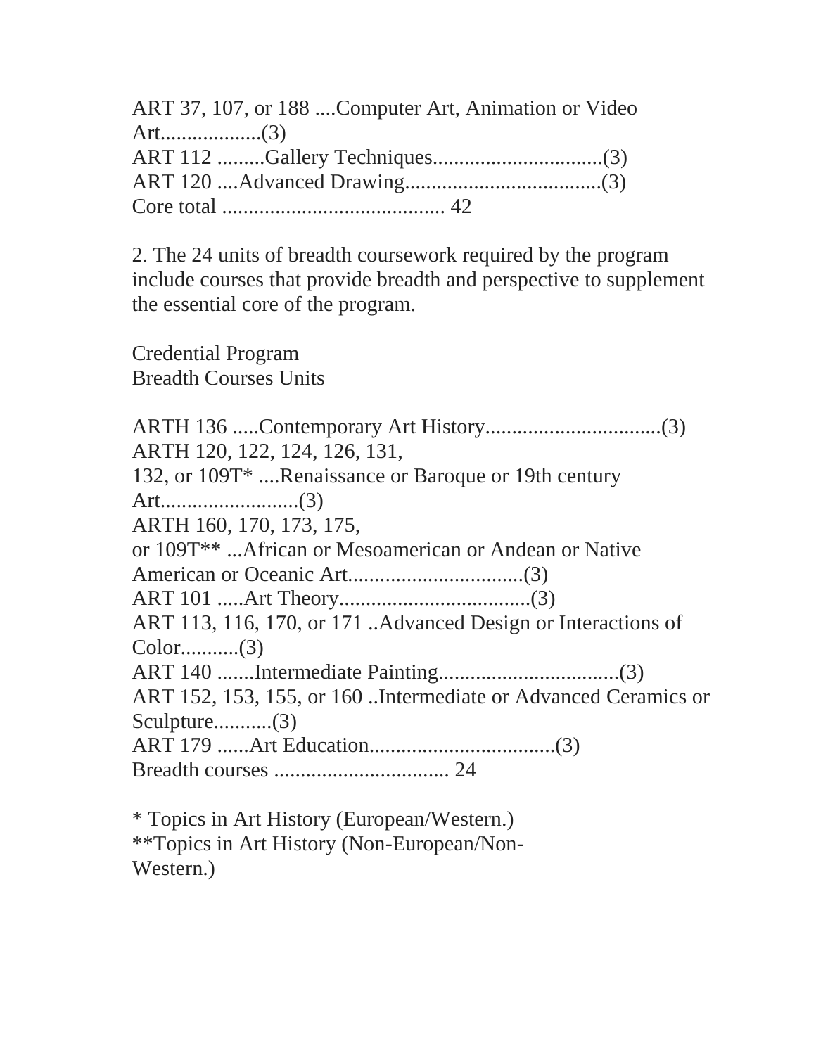ART 37, 107, or 188 ....Computer Art, Animation or Video Art...................(3)
ART 112 .........Gallery Techniques................................(3)
ART 120 ....Advanced Drawing.....................................(3)
Core total .......................................... 42

2. The 24 units of breadth coursework required by the program include courses that provide breadth and perspective to supplement the essential core of the program.

Credential Program
Breadth Courses Units

ARTH 136 .....Contemporary Art History.................................(3)
ARTH 120, 122, 124, 126, 131,
132, or 109T* ....Renaissance or Baroque or 19th century Art..........................(3)
ARTH 160, 170, 173, 175,
or 109T** ...African or Mesoamerican or Andean or Native American or Oceanic Art.................................(3)
ART 101 .....Art Theory....................................(3)
ART 113, 116, 170, or 171 ..Advanced Design or Interactions of Color...........(3)
ART 140 .......Intermediate Painting..................................(3)
ART 152, 153, 155, or 160 ..Intermediate or Advanced Ceramics or Sculpture...........(3)
ART 179 ......Art Education...................................(3)
Breadth courses ................................. 24

* Topics in Art History (European/Western.)
**Topics in Art History (Non-European/Non-Western.)